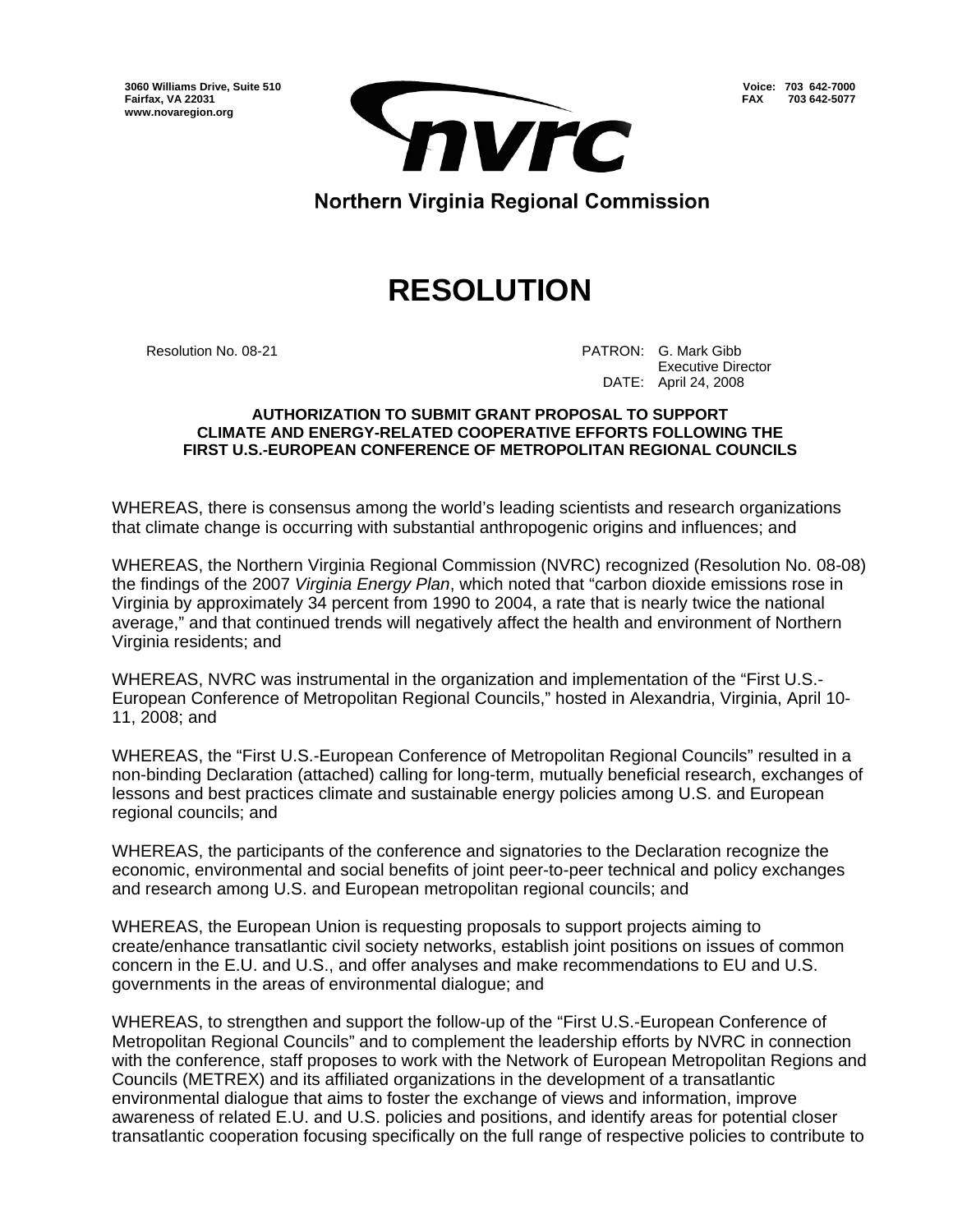3060 Williams Drive, Suite 510
Fairfax, VA 22031
www.novaregion.org

Voice: 703 642-7000
FAX 703 642-5077

nvrc

Northern Virginia Regional Commission

# RESOLUTION

Resolution No. 08-21

PATRON: G. Mark Gibb
Executive Director
DATE: April 24, 2008

**AUTHORIZATION TO SUBMIT GRANT PROPOSAL TO SUPPORT CLIMATE AND ENERGY-RELATED COOPERATIVE EFFORTS FOLLOWING THE FIRST U.S.-EUROPEAN CONFERENCE OF METROPOLITAN REGIONAL COUNCILS**

WHEREAS, there is consensus among the world's leading scientists and research organizations that climate change is occurring with substantial anthropogenic origins and influences; and

WHEREAS, the Northern Virginia Regional Commission (NVRC) recognized (Resolution No. 08-08) the findings of the 2007 *Virginia Energy Plan*, which noted that "carbon dioxide emissions rose in Virginia by approximately 34 percent from 1990 to 2004, a rate that is nearly twice the national average," and that continued trends will negatively affect the health and environment of Northern Virginia residents; and

WHEREAS, NVRC was instrumental in the organization and implementation of the "First U.S.-European Conference of Metropolitan Regional Councils," hosted in Alexandria, Virginia, April 10-11, 2008; and

WHEREAS, the "First U.S.-European Conference of Metropolitan Regional Councils" resulted in a non-binding Declaration (attached) calling for long-term, mutually beneficial research, exchanges of lessons and best practices climate and sustainable energy policies among U.S. and European regional councils; and

WHEREAS, the participants of the conference and signatories to the Declaration recognize the economic, environmental and social benefits of joint peer-to-peer technical and policy exchanges and research among U.S. and European metropolitan regional councils; and

WHEREAS, the European Union is requesting proposals to support projects aiming to create/enhance transatlantic civil society networks, establish joint positions on issues of common concern in the E.U. and U.S., and offer analyses and make recommendations to EU and U.S. governments in the areas of environmental dialogue; and

WHEREAS, to strengthen and support the follow-up of the "First U.S.-European Conference of Metropolitan Regional Councils" and to complement the leadership efforts by NVRC in connection with the conference, staff proposes to work with the Network of European Metropolitan Regions and Councils (METREX) and its affiliated organizations in the development of a transatlantic environmental dialogue that aims to foster the exchange of views and information, improve awareness of related E.U. and U.S. policies and positions, and identify areas for potential closer transatlantic cooperation focusing specifically on the full range of respective policies to contribute to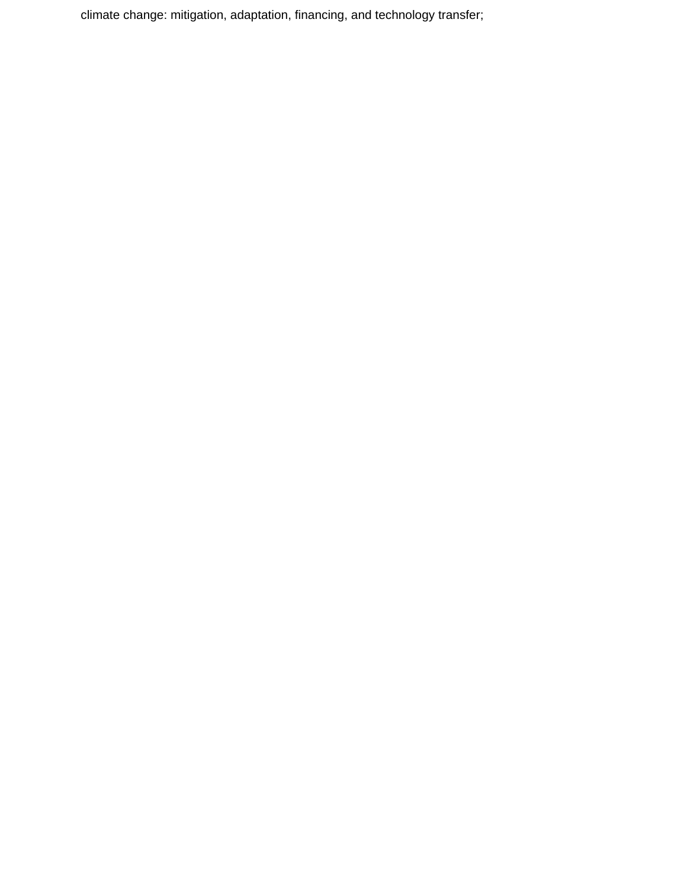climate change: mitigation, adaptation, financing, and technology transfer;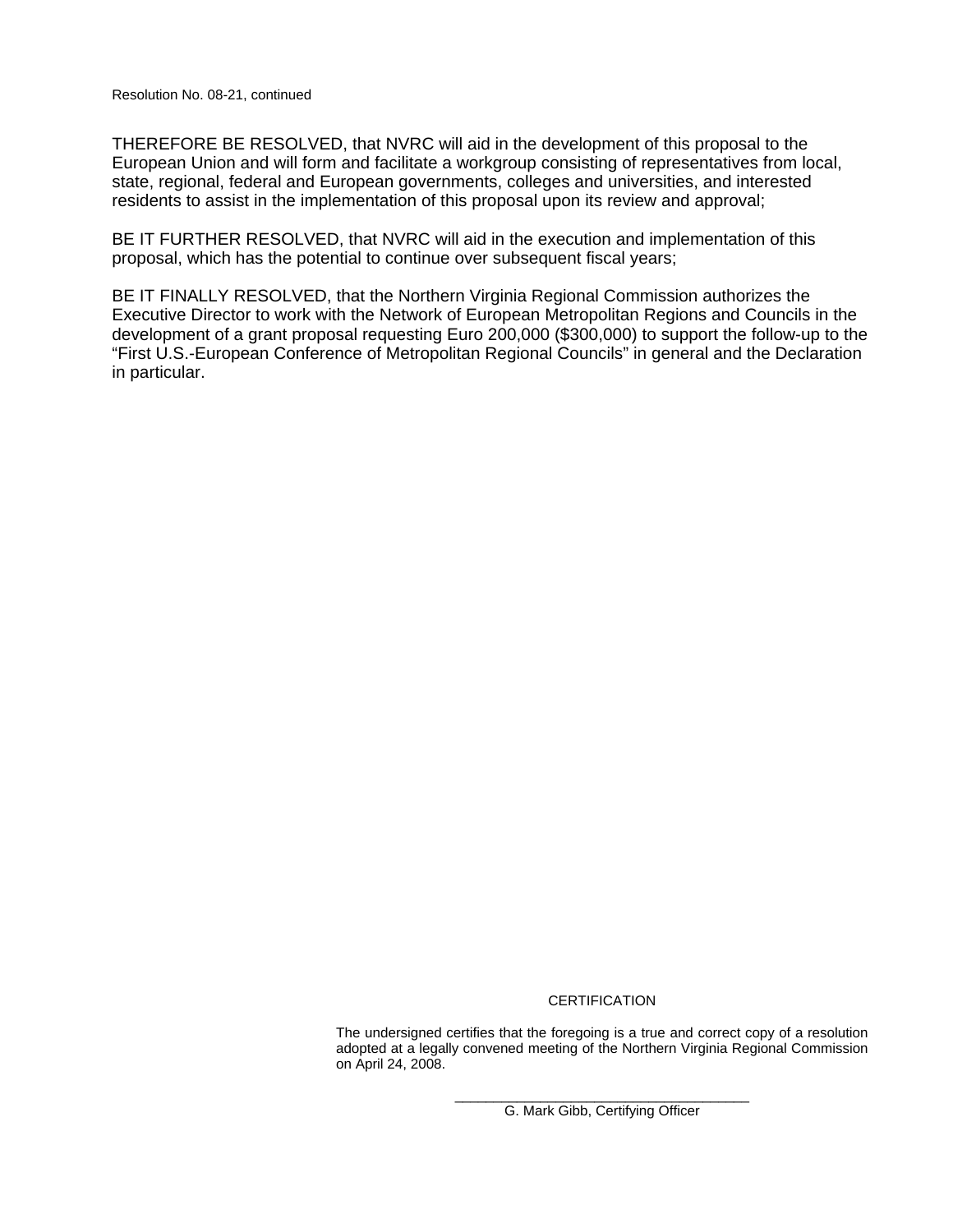Resolution No. 08-21, continued

THEREFORE BE RESOLVED, that NVRC will aid in the development of this proposal to the European Union and will form and facilitate a workgroup consisting of representatives from local, state, regional, federal and European governments, colleges and universities, and interested residents to assist in the implementation of this proposal upon its review and approval;

BE IT FURTHER RESOLVED, that NVRC will aid in the execution and implementation of this proposal, which has the potential to continue over subsequent fiscal years;

BE IT FINALLY RESOLVED, that the Northern Virginia Regional Commission authorizes the Executive Director to work with the Network of European Metropolitan Regions and Councils in the development of a grant proposal requesting Euro 200,000 ($300,000) to support the follow-up to the "First U.S.-European Conference of Metropolitan Regional Councils" in general and the Declaration in particular.

CERTIFICATION

The undersigned certifies that the foregoing is a true and correct copy of a resolution adopted at a legally convened meeting of the Northern Virginia Regional Commission on April 24, 2008.

\_\_\_\_\_\_\_\_\_\_\_\_\_\_\_\_\_\_\_\_\_\_\_\_\_\_\_\_\_\_\_\_\_\_\_\_\_\_

G. Mark Gibb, Certifying Officer